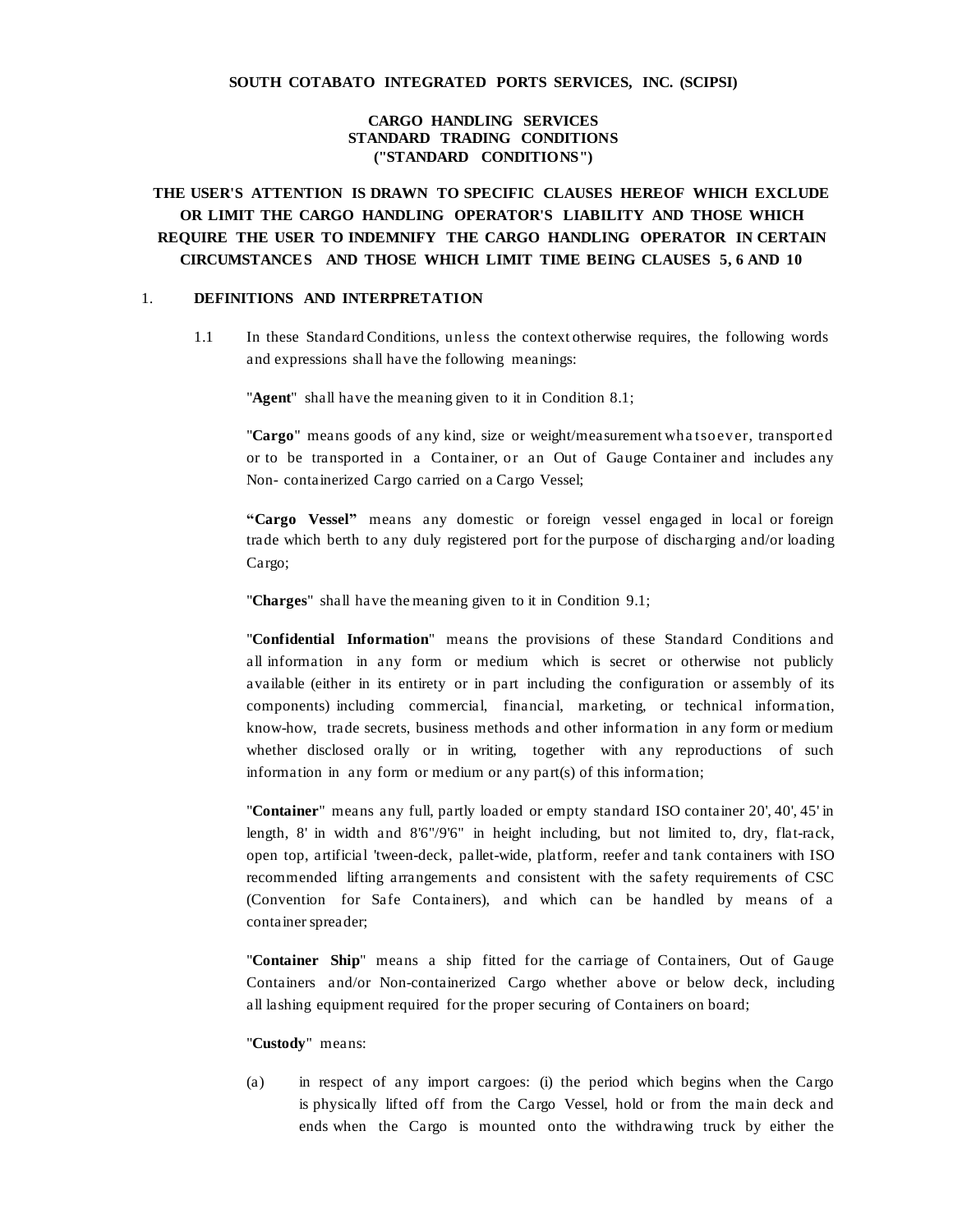**SOUTH COTABATO INTEGRATED PORTS SERVICES, INC. (SCIPSI)**

**CARGO HANDLING SERVICES**
**STANDARD TRADING CONDITIONS**
**("STANDARD CONDITIONS")**

**THE USER'S ATTENTION IS DRAWN TO SPECIFIC CLAUSES HEREOF WHICH EXCLUDE OR LIMIT THE CARGO HANDLING OPERATOR'S LIABILITY AND THOSE WHICH REQUIRE THE USER TO INDEMNIFY THE CARGO HANDLING OPERATOR IN CERTAIN CIRCUMSTANCES AND THOSE WHICH LIMIT TIME BEING CLAUSES 5, 6 AND 10**

## 1. DEFINITIONS AND INTERPRETATION

1.1 In these Standard Conditions, unless the context otherwise requires, the following words and expressions shall have the following meanings:

"**Agent**" shall have the meaning given to it in Condition 8.1;

"**Cargo**" means goods of any kind, size or weight/measurement whatsoever, transported or to be transported in a Container, or an Out of Gauge Container and includes any Non- containerized Cargo carried on a Cargo Vessel;

**"Cargo Vessel"** means any domestic or foreign vessel engaged in local or foreign trade which berth to any duly registered port for the purpose of discharging and/or loading Cargo;

"**Charges**" shall have the meaning given to it in Condition 9.1;

"**Confidential Information**" means the provisions of these Standard Conditions and all information in any form or medium which is secret or otherwise not publicly available (either in its entirety or in part including the configuration or assembly of its components) including commercial, financial, marketing, or technical information, know-how, trade secrets, business methods and other information in any form or medium whether disclosed orally or in writing, together with any reproductions of such information in any form or medium or any part(s) of this information;

"**Container**" means any full, partly loaded or empty standard ISO container 20', 40', 45' in length, 8' in width and 8'6"/9'6" in height including, but not limited to, dry, flat-rack, open top, artificial 'tween-deck, pallet-wide, platform, reefer and tank containers with ISO recommended lifting arrangements and consistent with the safety requirements of CSC (Convention for Safe Containers), and which can be handled by means of a container spreader;

"**Container Ship**" means a ship fitted for the carriage of Containers, Out of Gauge Containers and/or Non-containerized Cargo whether above or below deck, including all lashing equipment required for the proper securing of Containers on board;

"**Custody**" means:

(a) in respect of any import cargoes: (i) the period which begins when the Cargo is physically lifted off from the Cargo Vessel, hold or from the main deck and ends when the Cargo is mounted onto the withdrawing truck by either the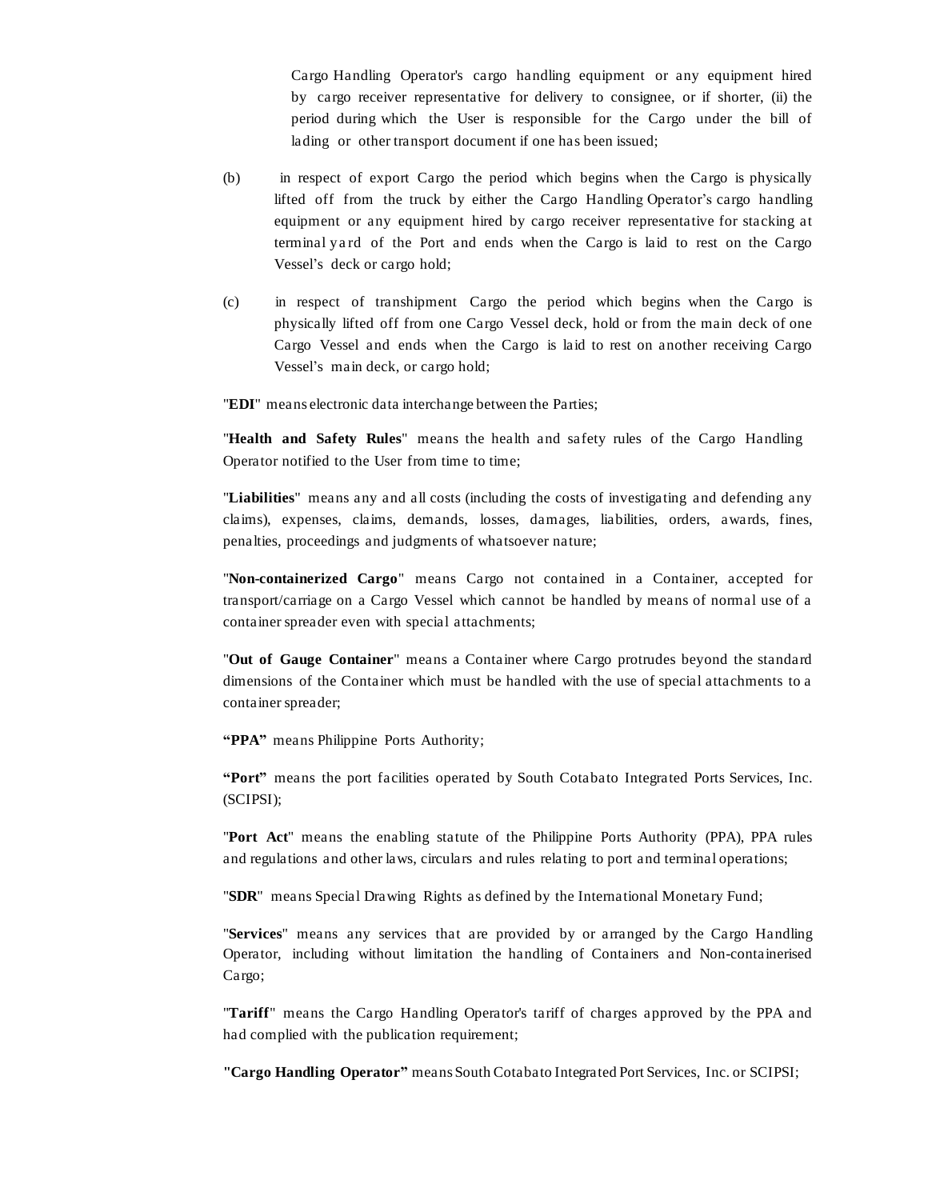Cargo Handling Operator's cargo handling equipment or any equipment hired by cargo receiver representative for delivery to consignee, or if shorter, (ii) the period during which the User is responsible for the Cargo under the bill of lading or other transport document if one has been issued;

(b) in respect of export Cargo the period which begins when the Cargo is physically lifted off from the truck by either the Cargo Handling Operator's cargo handling equipment or any equipment hired by cargo receiver representative for stacking at terminal yard of the Port and ends when the Cargo is laid to rest on the Cargo Vessel's deck or cargo hold;

(c) in respect of transhipment Cargo the period which begins when the Cargo is physically lifted off from one Cargo Vessel deck, hold or from the main deck of one Cargo Vessel and ends when the Cargo is laid to rest on another receiving Cargo Vessel's main deck, or cargo hold;

"**EDI**" means electronic data interchange between the Parties;

"**Health and Safety Rules**" means the health and safety rules of the Cargo Handling Operator notified to the User from time to time;

"**Liabilities**" means any and all costs (including the costs of investigating and defending any claims), expenses, claims, demands, losses, damages, liabilities, orders, awards, fines, penalties, proceedings and judgments of whatsoever nature;

"**Non-containerized Cargo**" means Cargo not contained in a Container, accepted for transport/carriage on a Cargo Vessel which cannot be handled by means of normal use of a container spreader even with special attachments;

"**Out of Gauge Container**" means a Container where Cargo protrudes beyond the standard dimensions of the Container which must be handled with the use of special attachments to a container spreader;

**"PPA"** means Philippine Ports Authority;

**"Port"** means the port facilities operated by South Cotabato Integrated Ports Services, Inc. (SCIPSI);

"**Port Act**" means the enabling statute of the Philippine Ports Authority (PPA), PPA rules and regulations and other laws, circulars and rules relating to port and terminal operations;

"**SDR**" means Special Drawing Rights as defined by the International Monetary Fund;

"**Services**" means any services that are provided by or arranged by the Cargo Handling Operator, including without limitation the handling of Containers and Non-containerised Cargo;

"**Tariff**" means the Cargo Handling Operator's tariff of charges approved by the PPA and had complied with the publication requirement;

**"Cargo Handling Operator"** means South Cotabato Integrated Port Services, Inc. or SCIPSI;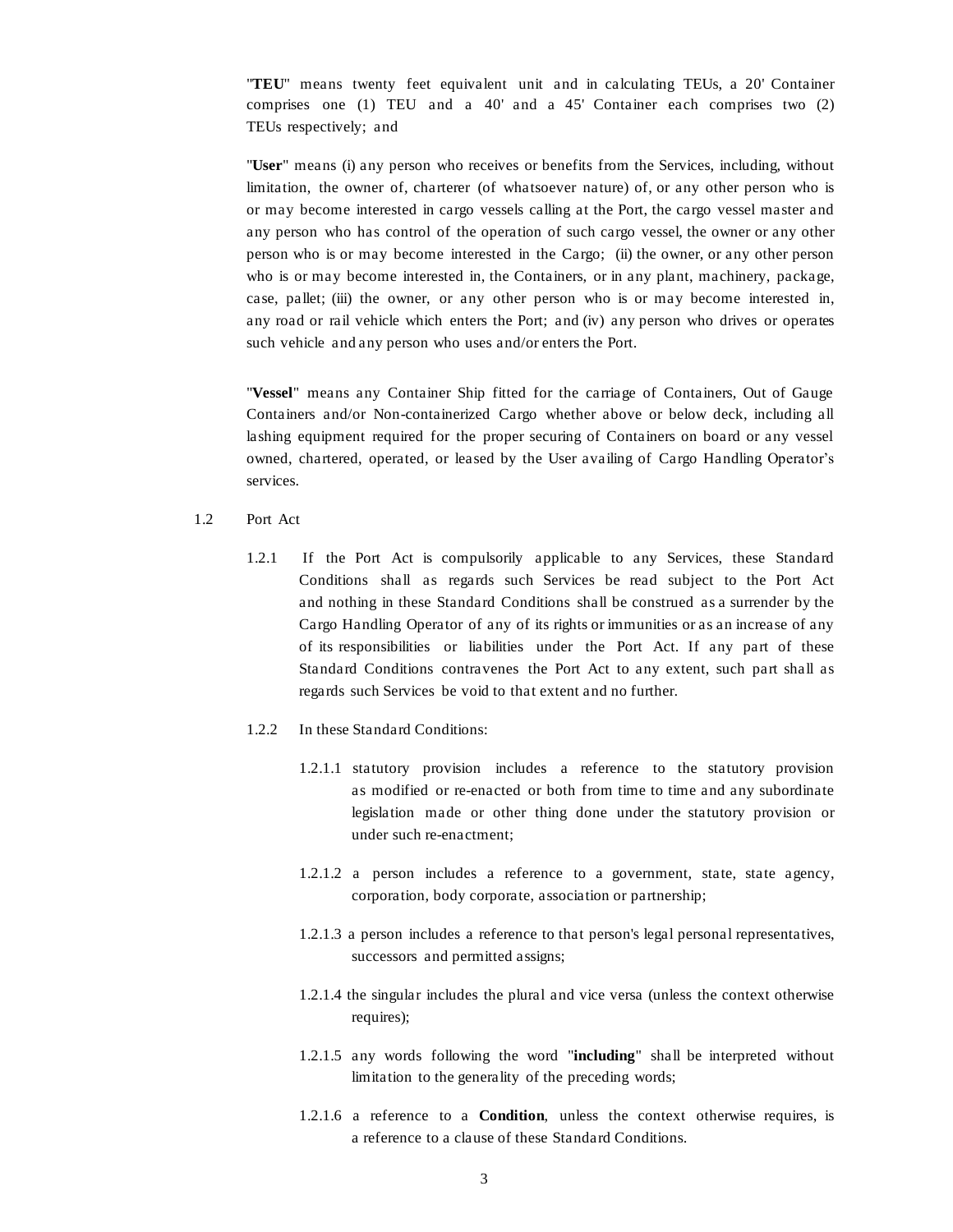"**TEU**" means twenty feet equivalent unit and in calculating TEUs, a 20' Container comprises one (1) TEU and a 40' and a 45' Container each comprises two (2) TEUs respectively; and

"**User**" means (i) any person who receives or benefits from the Services, including, without limitation, the owner of, charterer (of whatsoever nature) of, or any other person who is or may become interested in cargo vessels calling at the Port, the cargo vessel master and any person who has control of the operation of such cargo vessel, the owner or any other person who is or may become interested in the Cargo; (ii) the owner, or any other person who is or may become interested in, the Containers, or in any plant, machinery, package, case, pallet; (iii) the owner, or any other person who is or may become interested in, any road or rail vehicle which enters the Port; and (iv) any person who drives or operates such vehicle and any person who uses and/or enters the Port.

"**Vessel**" means any Container Ship fitted for the carriage of Containers, Out of Gauge Containers and/or Non-containerized Cargo whether above or below deck, including all lashing equipment required for the proper securing of Containers on board or any vessel owned, chartered, operated, or leased by the User availing of Cargo Handling Operator's services.

1.2 Port Act

1.2.1 If the Port Act is compulsorily applicable to any Services, these Standard Conditions shall as regards such Services be read subject to the Port Act and nothing in these Standard Conditions shall be construed as a surrender by the Cargo Handling Operator of any of its rights or immunities or as an increase of any of its responsibilities or liabilities under the Port Act. If any part of these Standard Conditions contravenes the Port Act to any extent, such part shall as regards such Services be void to that extent and no further.

1.2.2 In these Standard Conditions:

1.2.1.1 statutory provision includes a reference to the statutory provision as modified or re-enacted or both from time to time and any subordinate legislation made or other thing done under the statutory provision or under such re-enactment;

1.2.1.2 a person includes a reference to a government, state, state agency, corporation, body corporate, association or partnership;

1.2.1.3 a person includes a reference to that person's legal personal representatives, successors and permitted assigns;

1.2.1.4 the singular includes the plural and vice versa (unless the context otherwise requires);

1.2.1.5 any words following the word "**including**" shall be interpreted without limitation to the generality of the preceding words;

1.2.1.6 a reference to a **Condition**, unless the context otherwise requires, is a reference to a clause of these Standard Conditions.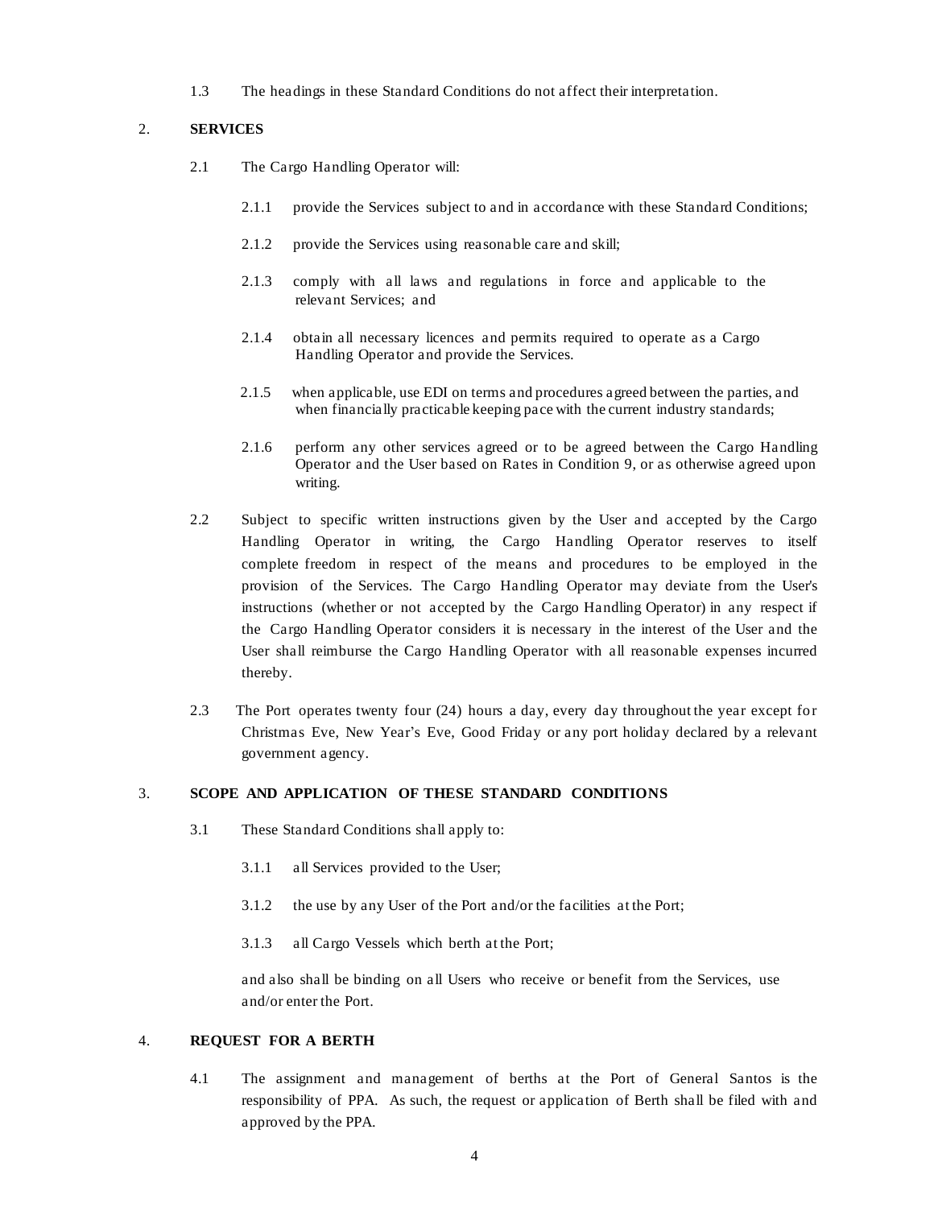1.3 The headings in these Standard Conditions do not affect their interpretation.

## 2. SERVICES

2.1 The Cargo Handling Operator will:

2.1.1 provide the Services subject to and in accordance with these Standard Conditions;

2.1.2 provide the Services using reasonable care and skill;

2.1.3 comply with all laws and regulations in force and applicable to the relevant Services; and

2.1.4 obtain all necessary licences and permits required to operate as a Cargo Handling Operator and provide the Services.

2.1.5 when applicable, use EDI on terms and procedures agreed between the parties, and when financially practicable keeping pace with the current industry standards;

2.1.6 perform any other services agreed or to be agreed between the Cargo Handling Operator and the User based on Rates in Condition 9, or as otherwise agreed upon writing.

2.2 Subject to specific written instructions given by the User and accepted by the Cargo Handling Operator in writing, the Cargo Handling Operator reserves to itself complete freedom in respect of the means and procedures to be employed in the provision of the Services. The Cargo Handling Operator may deviate from the User's instructions (whether or not accepted by the Cargo Handling Operator) in any respect if the Cargo Handling Operator considers it is necessary in the interest of the User and the User shall reimburse the Cargo Handling Operator with all reasonable expenses incurred thereby.

2.3 The Port operates twenty four (24) hours a day, every day throughout the year except for Christmas Eve, New Year's Eve, Good Friday or any port holiday declared by a relevant government agency.

## 3. SCOPE AND APPLICATION OF THESE STANDARD CONDITIONS

3.1 These Standard Conditions shall apply to:

3.1.1 all Services provided to the User;

3.1.2 the use by any User of the Port and/or the facilities at the Port;

3.1.3 all Cargo Vessels which berth at the Port;

and also shall be binding on all Users who receive or benefit from the Services, use and/or enter the Port.

## 4. REQUEST FOR A BERTH

4.1 The assignment and management of berths at the Port of General Santos is the responsibility of PPA. As such, the request or application of Berth shall be filed with and approved by the PPA.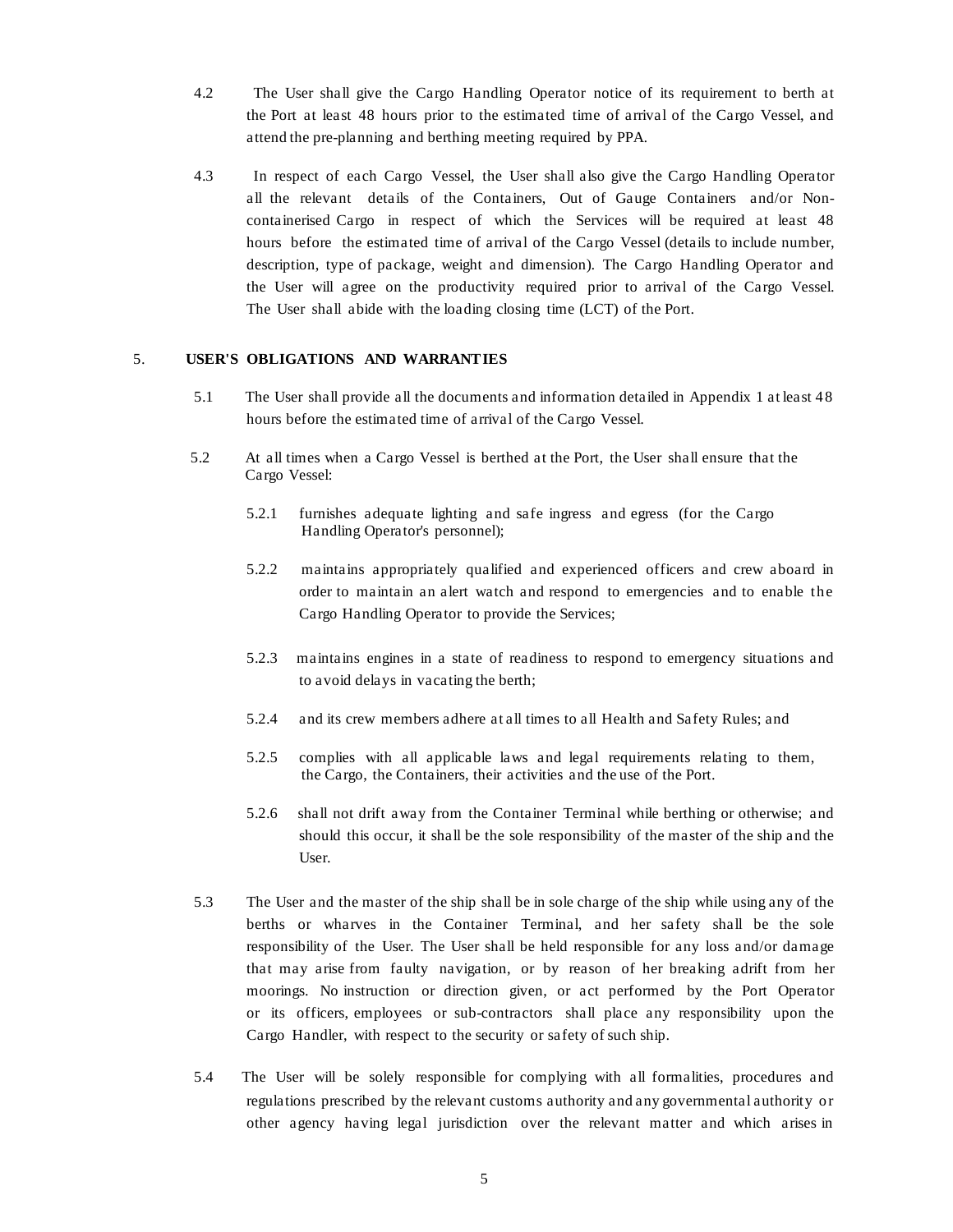4.2 The User shall give the Cargo Handling Operator notice of its requirement to berth at the Port at least 48 hours prior to the estimated time of arrival of the Cargo Vessel, and attend the pre-planning and berthing meeting required by PPA.

4.3 In respect of each Cargo Vessel, the User shall also give the Cargo Handling Operator all the relevant details of the Containers, Out of Gauge Containers and/or Non-containerised Cargo in respect of which the Services will be required at least 48 hours before the estimated time of arrival of the Cargo Vessel (details to include number, description, type of package, weight and dimension). The Cargo Handling Operator and the User will agree on the productivity required prior to arrival of the Cargo Vessel. The User shall abide with the loading closing time (LCT) of the Port.

## 5. USER'S OBLIGATIONS AND WARRANTIES

5.1 The User shall provide all the documents and information detailed in Appendix 1 at least 48 hours before the estimated time of arrival of the Cargo Vessel.

5.2 At all times when a Cargo Vessel is berthed at the Port, the User shall ensure that the Cargo Vessel:

5.2.1 furnishes adequate lighting and safe ingress and egress (for the Cargo Handling Operator's personnel);

5.2.2 maintains appropriately qualified and experienced officers and crew aboard in order to maintain an alert watch and respond to emergencies and to enable the Cargo Handling Operator to provide the Services;

5.2.3 maintains engines in a state of readiness to respond to emergency situations and to avoid delays in vacating the berth;

5.2.4 and its crew members adhere at all times to all Health and Safety Rules; and

5.2.5 complies with all applicable laws and legal requirements relating to them, the Cargo, the Containers, their activities and the use of the Port.

5.2.6 shall not drift away from the Container Terminal while berthing or otherwise; and should this occur, it shall be the sole responsibility of the master of the ship and the User.

5.3 The User and the master of the ship shall be in sole charge of the ship while using any of the berths or wharves in the Container Terminal, and her safety shall be the sole responsibility of the User. The User shall be held responsible for any loss and/or damage that may arise from faulty navigation, or by reason of her breaking adrift from her moorings. No instruction or direction given, or act performed by the Port Operator or its officers, employees or sub-contractors shall place any responsibility upon the Cargo Handler, with respect to the security or safety of such ship.

5.4 The User will be solely responsible for complying with all formalities, procedures and regulations prescribed by the relevant customs authority and any governmental authority or other agency having legal jurisdiction over the relevant matter and which arises in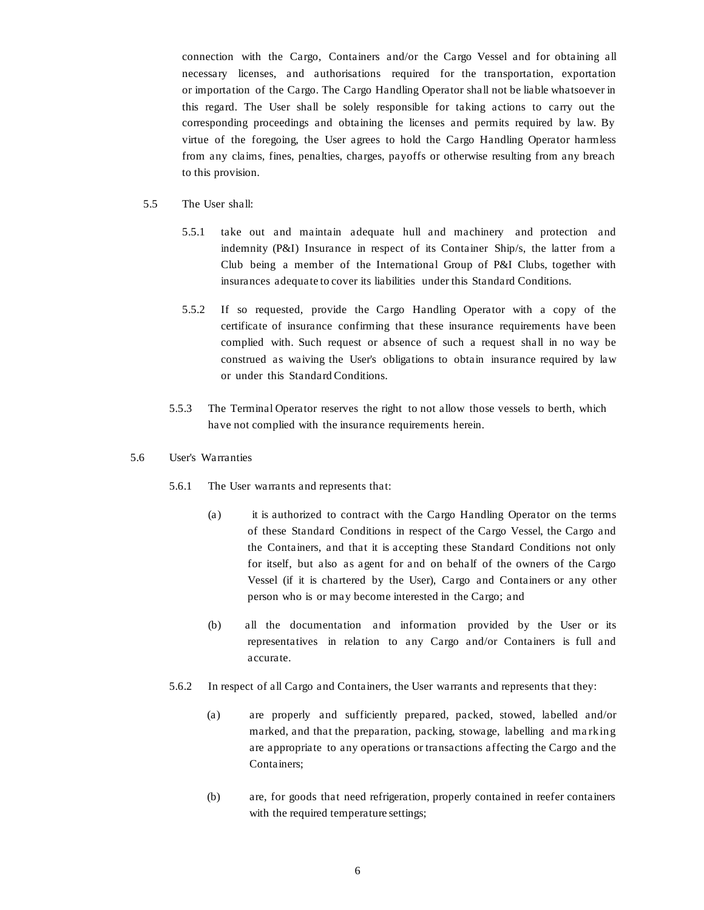connection with the Cargo, Containers and/or the Cargo Vessel and for obtaining all necessary licenses, and authorisations required for the transportation, exportation or importation of the Cargo. The Cargo Handling Operator shall not be liable whatsoever in this regard. The User shall be solely responsible for taking actions to carry out the corresponding proceedings and obtaining the licenses and permits required by law. By virtue of the foregoing, the User agrees to hold the Cargo Handling Operator harmless from any claims, fines, penalties, charges, payoffs or otherwise resulting from any breach to this provision.

5.5 The User shall:

5.5.1 take out and maintain adequate hull and machinery and protection and indemnity (P&I) Insurance in respect of its Container Ship/s, the latter from a Club being a member of the International Group of P&I Clubs, together with insurances adequate to cover its liabilities under this Standard Conditions.

5.5.2 If so requested, provide the Cargo Handling Operator with a copy of the certificate of insurance confirming that these insurance requirements have been complied with. Such request or absence of such a request shall in no way be construed as waiving the User's obligations to obtain insurance required by law or under this Standard Conditions.

5.5.3 The Terminal Operator reserves the right to not allow those vessels to berth, which have not complied with the insurance requirements herein.

5.6 User's Warranties

5.6.1 The User warrants and represents that:

(a) it is authorized to contract with the Cargo Handling Operator on the terms of these Standard Conditions in respect of the Cargo Vessel, the Cargo and the Containers, and that it is accepting these Standard Conditions not only for itself, but also as agent for and on behalf of the owners of the Cargo Vessel (if it is chartered by the User), Cargo and Containers or any other person who is or may become interested in the Cargo; and

(b) all the documentation and information provided by the User or its representatives in relation to any Cargo and/or Containers is full and accurate.

5.6.2 In respect of all Cargo and Containers, the User warrants and represents that they:

(a) are properly and sufficiently prepared, packed, stowed, labelled and/or marked, and that the preparation, packing, stowage, labelling and marking are appropriate to any operations or transactions affecting the Cargo and the Containers;

(b) are, for goods that need refrigeration, properly contained in reefer containers with the required temperature settings;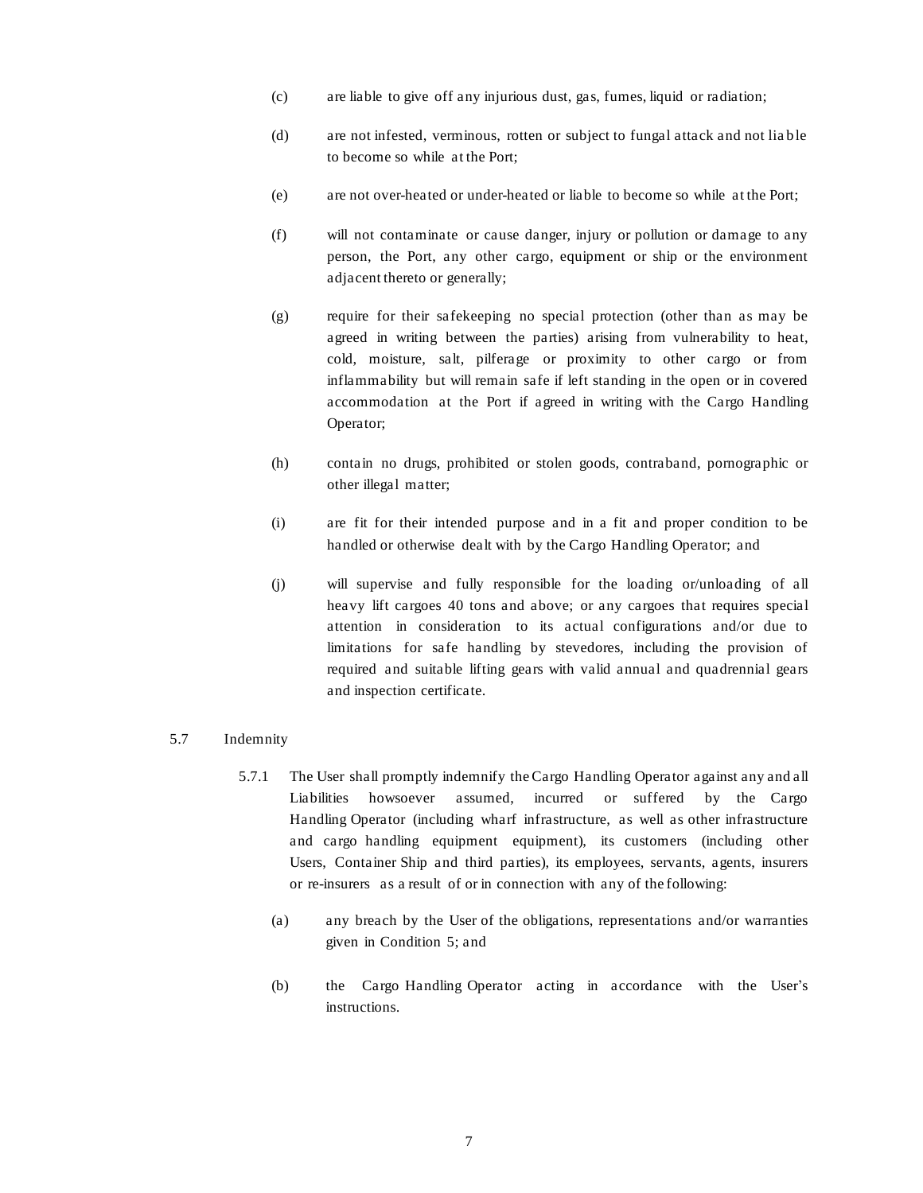(c) are liable to give off any injurious dust, gas, fumes, liquid or radiation;

(d) are not infested, verminous, rotten or subject to fungal attack and not liable to become so while at the Port;

(e) are not over-heated or under-heated or liable to become so while at the Port;

(f) will not contaminate or cause danger, injury or pollution or damage to any person, the Port, any other cargo, equipment or ship or the environment adjacent thereto or generally;

(g) require for their safekeeping no special protection (other than as may be agreed in writing between the parties) arising from vulnerability to heat, cold, moisture, salt, pilferage or proximity to other cargo or from inflammability but will remain safe if left standing in the open or in covered accommodation at the Port if agreed in writing with the Cargo Handling Operator;

(h) contain no drugs, prohibited or stolen goods, contraband, pornographic or other illegal matter;

(i) are fit for their intended purpose and in a fit and proper condition to be handled or otherwise dealt with by the Cargo Handling Operator; and

(j) will supervise and fully responsible for the loading or/unloading of all heavy lift cargoes 40 tons and above; or any cargoes that requires special attention in consideration to its actual configurations and/or due to limitations for safe handling by stevedores, including the provision of required and suitable lifting gears with valid annual and quadrennial gears and inspection certificate.

5.7 Indemnity

5.7.1 The User shall promptly indemnify the Cargo Handling Operator against any and all Liabilities howsoever assumed, incurred or suffered by the Cargo Handling Operator (including wharf infrastructure, as well as other infrastructure and cargo handling equipment equipment), its customers (including other Users, Container Ship and third parties), its employees, servants, agents, insurers or re-insurers as a result of or in connection with any of the following:

(a) any breach by the User of the obligations, representations and/or warranties given in Condition 5; and

(b) the Cargo Handling Operator acting in accordance with the User's instructions.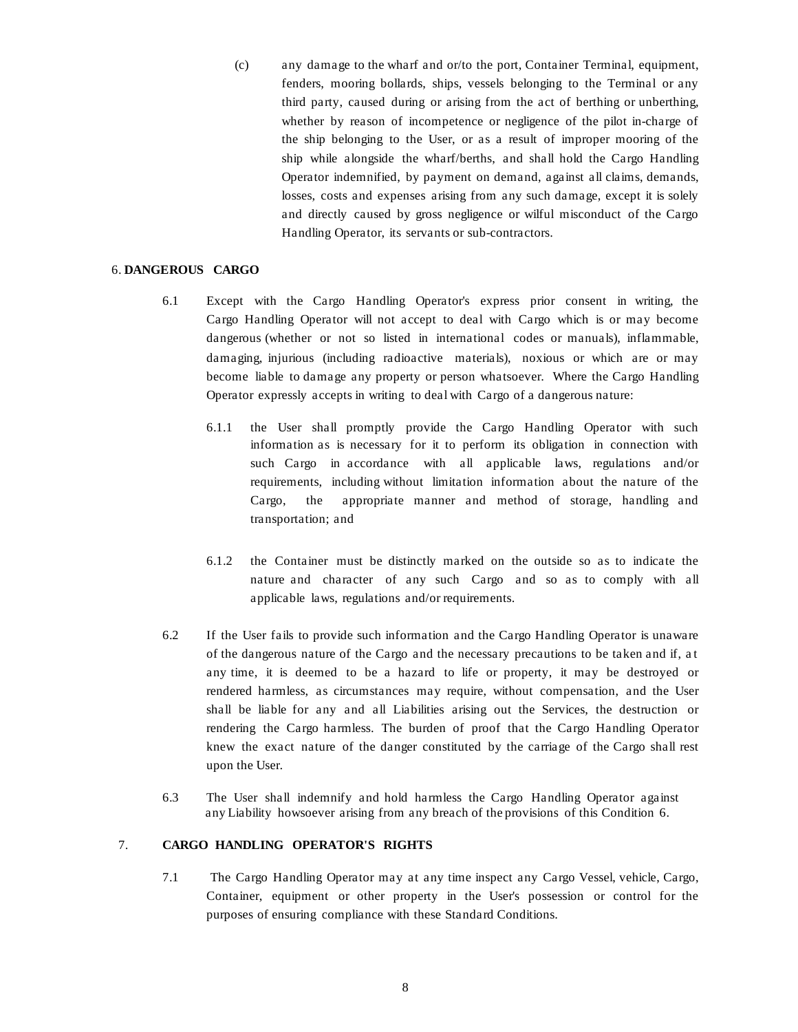(c) any damage to the wharf and or/to the port, Container Terminal, equipment, fenders, mooring bollards, ships, vessels belonging to the Terminal or any third party, caused during or arising from the act of berthing or unberthing, whether by reason of incompetence or negligence of the pilot in-charge of the ship belonging to the User, or as a result of improper mooring of the ship while alongside the wharf/berths, and shall hold the Cargo Handling Operator indemnified, by payment on demand, against all claims, demands, losses, costs and expenses arising from any such damage, except it is solely and directly caused by gross negligence or wilful misconduct of the Cargo Handling Operator, its servants or sub-contractors.

## 6. DANGEROUS CARGO

6.1 Except with the Cargo Handling Operator's express prior consent in writing, the Cargo Handling Operator will not accept to deal with Cargo which is or may become dangerous (whether or not so listed in international codes or manuals), inflammable, damaging, injurious (including radioactive materials), noxious or which are or may become liable to damage any property or person whatsoever. Where the Cargo Handling Operator expressly accepts in writing to deal with Cargo of a dangerous nature:

6.1.1 the User shall promptly provide the Cargo Handling Operator with such information as is necessary for it to perform its obligation in connection with such Cargo in accordance with all applicable laws, regulations and/or requirements, including without limitation information about the nature of the Cargo, the appropriate manner and method of storage, handling and transportation; and

6.1.2 the Container must be distinctly marked on the outside so as to indicate the nature and character of any such Cargo and so as to comply with all applicable laws, regulations and/or requirements.

6.2 If the User fails to provide such information and the Cargo Handling Operator is unaware of the dangerous nature of the Cargo and the necessary precautions to be taken and if, at any time, it is deemed to be a hazard to life or property, it may be destroyed or rendered harmless, as circumstances may require, without compensation, and the User shall be liable for any and all Liabilities arising out the Services, the destruction or rendering the Cargo harmless. The burden of proof that the Cargo Handling Operator knew the exact nature of the danger constituted by the carriage of the Cargo shall rest upon the User.

6.3 The User shall indemnify and hold harmless the Cargo Handling Operator against any Liability howsoever arising from any breach of the provisions of this Condition 6.

## 7. CARGO HANDLING OPERATOR'S RIGHTS

7.1 The Cargo Handling Operator may at any time inspect any Cargo Vessel, vehicle, Cargo, Container, equipment or other property in the User's possession or control for the purposes of ensuring compliance with these Standard Conditions.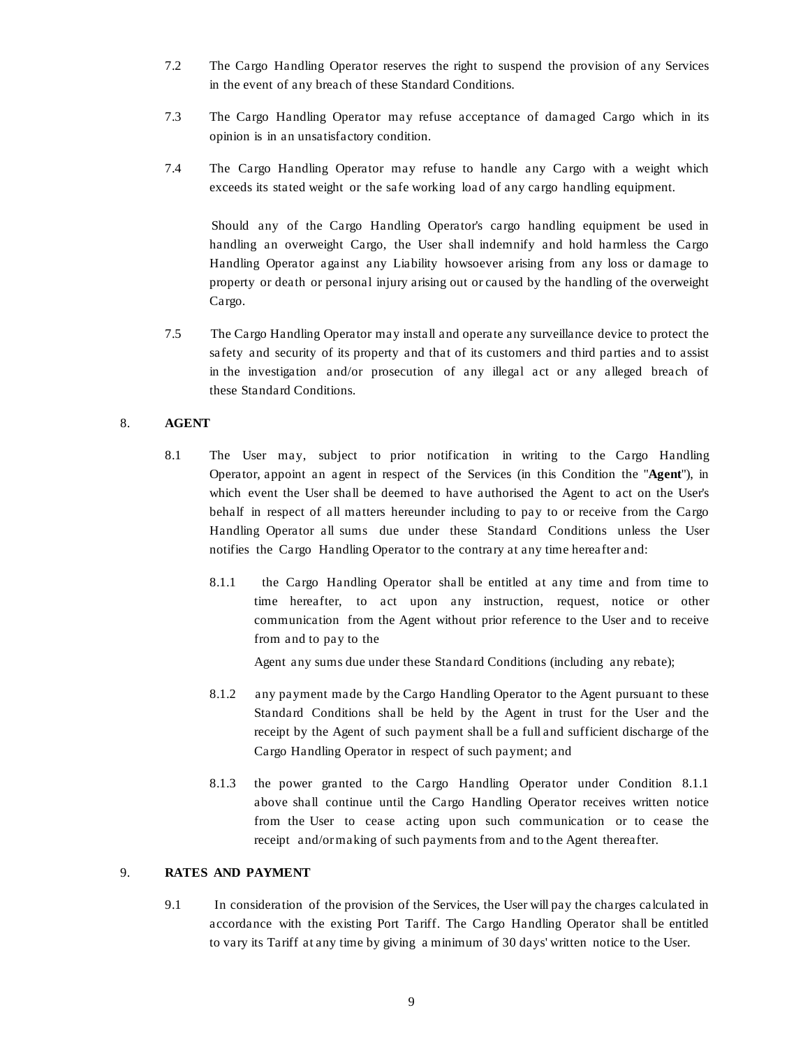7.2 The Cargo Handling Operator reserves the right to suspend the provision of any Services in the event of any breach of these Standard Conditions.

7.3 The Cargo Handling Operator may refuse acceptance of damaged Cargo which in its opinion is in an unsatisfactory condition.

7.4 The Cargo Handling Operator may refuse to handle any Cargo with a weight which exceeds its stated weight or the safe working load of any cargo handling equipment.

Should any of the Cargo Handling Operator's cargo handling equipment be used in handling an overweight Cargo, the User shall indemnify and hold harmless the Cargo Handling Operator against any Liability howsoever arising from any loss or damage to property or death or personal injury arising out or caused by the handling of the overweight Cargo.

7.5 The Cargo Handling Operator may install and operate any surveillance device to protect the safety and security of its property and that of its customers and third parties and to assist in the investigation and/or prosecution of any illegal act or any alleged breach of these Standard Conditions.

## 8. AGENT

8.1 The User may, subject to prior notification in writing to the Cargo Handling Operator, appoint an agent in respect of the Services (in this Condition the "**Agent**"), in which event the User shall be deemed to have authorised the Agent to act on the User's behalf in respect of all matters hereunder including to pay to or receive from the Cargo Handling Operator all sums due under these Standard Conditions unless the User notifies the Cargo Handling Operator to the contrary at any time hereafter and:

8.1.1 the Cargo Handling Operator shall be entitled at any time and from time to time hereafter, to act upon any instruction, request, notice or other communication from the Agent without prior reference to the User and to receive from and to pay to the Agent any sums due under these Standard Conditions (including any rebate);

8.1.2 any payment made by the Cargo Handling Operator to the Agent pursuant to these Standard Conditions shall be held by the Agent in trust for the User and the receipt by the Agent of such payment shall be a full and sufficient discharge of the Cargo Handling Operator in respect of such payment; and

8.1.3 the power granted to the Cargo Handling Operator under Condition 8.1.1 above shall continue until the Cargo Handling Operator receives written notice from the User to cease acting upon such communication or to cease the receipt and/or making of such payments from and to the Agent thereafter.

## 9. RATES AND PAYMENT

9.1 In consideration of the provision of the Services, the User will pay the charges calculated in accordance with the existing Port Tariff. The Cargo Handling Operator shall be entitled to vary its Tariff at any time by giving a minimum of 30 days' written notice to the User.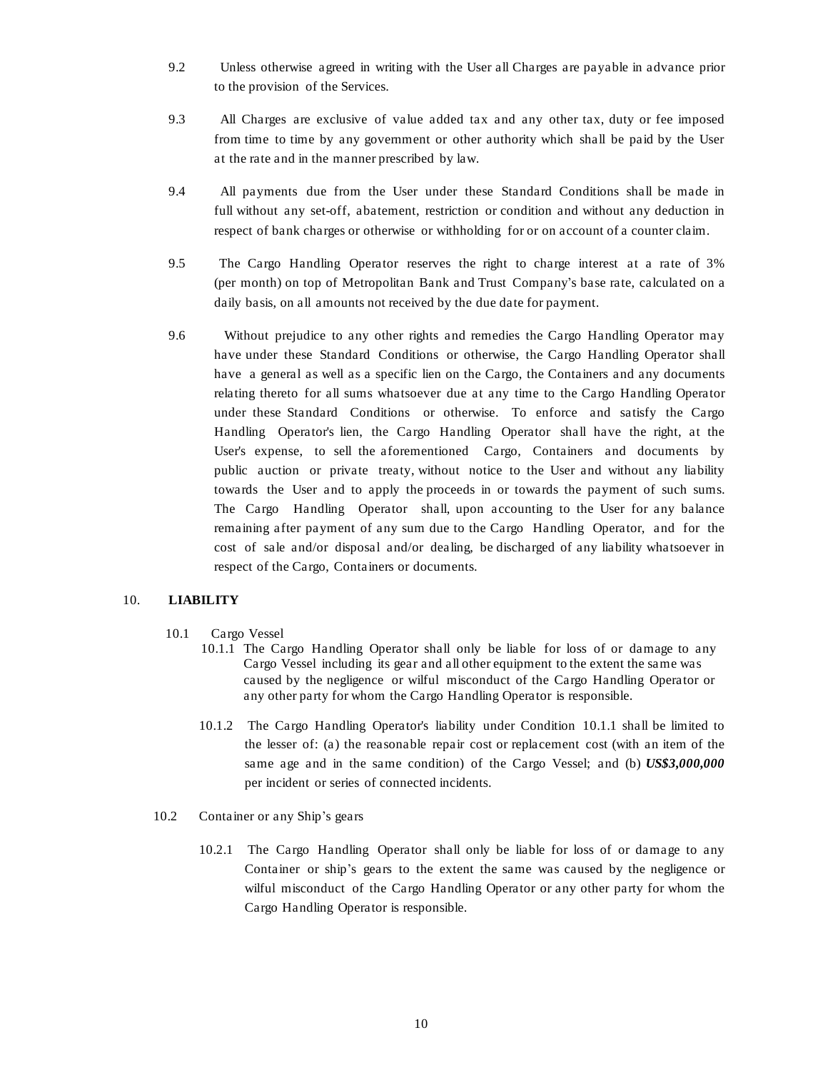9.2 Unless otherwise agreed in writing with the User all Charges are payable in advance prior to the provision of the Services.

9.3 All Charges are exclusive of value added tax and any other tax, duty or fee imposed from time to time by any government or other authority which shall be paid by the User at the rate and in the manner prescribed by law.

9.4 All payments due from the User under these Standard Conditions shall be made in full without any set-off, abatement, restriction or condition and without any deduction in respect of bank charges or otherwise or withholding for or on account of a counter claim.

9.5 The Cargo Handling Operator reserves the right to charge interest at a rate of 3% (per month) on top of Metropolitan Bank and Trust Company's base rate, calculated on a daily basis, on all amounts not received by the due date for payment.

9.6 Without prejudice to any other rights and remedies the Cargo Handling Operator may have under these Standard Conditions or otherwise, the Cargo Handling Operator shall have a general as well as a specific lien on the Cargo, the Containers and any documents relating thereto for all sums whatsoever due at any time to the Cargo Handling Operator under these Standard Conditions or otherwise. To enforce and satisfy the Cargo Handling Operator's lien, the Cargo Handling Operator shall have the right, at the User's expense, to sell the aforementioned Cargo, Containers and documents by public auction or private treaty, without notice to the User and without any liability towards the User and to apply the proceeds in or towards the payment of such sums. The Cargo Handling Operator shall, upon accounting to the User for any balance remaining after payment of any sum due to the Cargo Handling Operator, and for the cost of sale and/or disposal and/or dealing, be discharged of any liability whatsoever in respect of the Cargo, Containers or documents.

## 10. LIABILITY

10.1 Cargo Vessel

10.1.1 The Cargo Handling Operator shall only be liable for loss of or damage to any Cargo Vessel including its gear and all other equipment to the extent the same was caused by the negligence or wilful misconduct of the Cargo Handling Operator or any other party for whom the Cargo Handling Operator is responsible.

10.1.2 The Cargo Handling Operator's liability under Condition 10.1.1 shall be limited to the lesser of: (a) the reasonable repair cost or replacement cost (with an item of the same age and in the same condition) of the Cargo Vessel; and (b) ***US$3,000,000*** per incident or series of connected incidents.

10.2 Container or any Ship's gears

10.2.1 The Cargo Handling Operator shall only be liable for loss of or damage to any Container or ship's gears to the extent the same was caused by the negligence or wilful misconduct of the Cargo Handling Operator or any other party for whom the Cargo Handling Operator is responsible.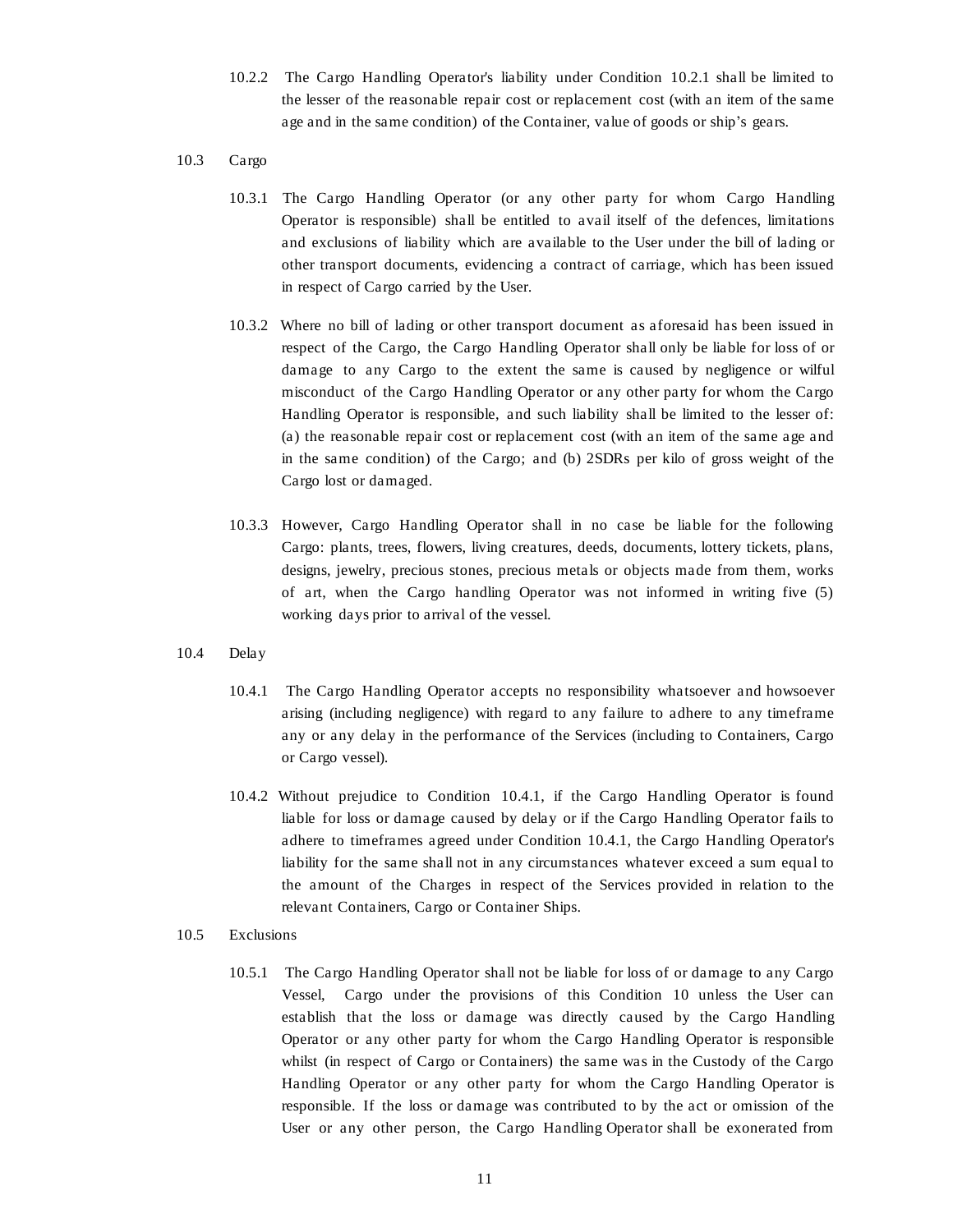10.2.2 The Cargo Handling Operator's liability under Condition 10.2.1 shall be limited to the lesser of the reasonable repair cost or replacement cost (with an item of the same age and in the same condition) of the Container, value of goods or ship's gears.

10.3 Cargo

10.3.1 The Cargo Handling Operator (or any other party for whom Cargo Handling Operator is responsible) shall be entitled to avail itself of the defences, limitations and exclusions of liability which are available to the User under the bill of lading or other transport documents, evidencing a contract of carriage, which has been issued in respect of Cargo carried by the User.

10.3.2 Where no bill of lading or other transport document as aforesaid has been issued in respect of the Cargo, the Cargo Handling Operator shall only be liable for loss of or damage to any Cargo to the extent the same is caused by negligence or wilful misconduct of the Cargo Handling Operator or any other party for whom the Cargo Handling Operator is responsible, and such liability shall be limited to the lesser of: (a) the reasonable repair cost or replacement cost (with an item of the same age and in the same condition) of the Cargo; and (b) 2SDRs per kilo of gross weight of the Cargo lost or damaged.

10.3.3 However, Cargo Handling Operator shall in no case be liable for the following Cargo: plants, trees, flowers, living creatures, deeds, documents, lottery tickets, plans, designs, jewelry, precious stones, precious metals or objects made from them, works of art, when the Cargo handling Operator was not informed in writing five (5) working days prior to arrival of the vessel.

10.4 Delay

10.4.1 The Cargo Handling Operator accepts no responsibility whatsoever and howsoever arising (including negligence) with regard to any failure to adhere to any timeframe any or any delay in the performance of the Services (including to Containers, Cargo or Cargo vessel).

10.4.2 Without prejudice to Condition 10.4.1, if the Cargo Handling Operator is found liable for loss or damage caused by delay or if the Cargo Handling Operator fails to adhere to timeframes agreed under Condition 10.4.1, the Cargo Handling Operator's liability for the same shall not in any circumstances whatever exceed a sum equal to the amount of the Charges in respect of the Services provided in relation to the relevant Containers, Cargo or Container Ships.

10.5 Exclusions

10.5.1 The Cargo Handling Operator shall not be liable for loss of or damage to any Cargo Vessel, Cargo under the provisions of this Condition 10 unless the User can establish that the loss or damage was directly caused by the Cargo Handling Operator or any other party for whom the Cargo Handling Operator is responsible whilst (in respect of Cargo or Containers) the same was in the Custody of the Cargo Handling Operator or any other party for whom the Cargo Handling Operator is responsible. If the loss or damage was contributed to by the act or omission of the User or any other person, the Cargo Handling Operator shall be exonerated from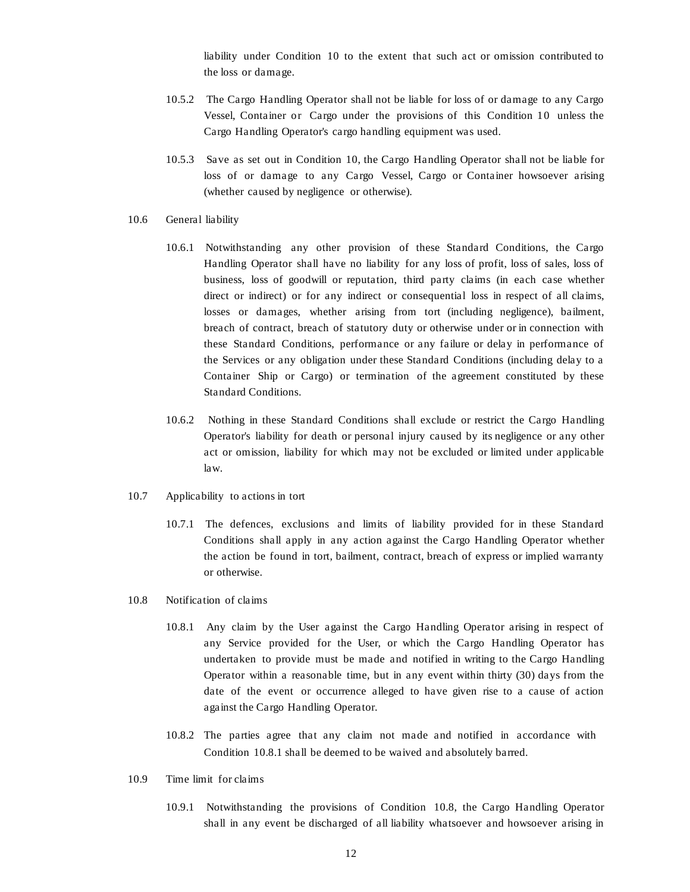liability under Condition 10 to the extent that such act or omission contributed to the loss or damage.

10.5.2 The Cargo Handling Operator shall not be liable for loss of or damage to any Cargo Vessel, Container or Cargo under the provisions of this Condition 10 unless the Cargo Handling Operator's cargo handling equipment was used.

10.5.3 Save as set out in Condition 10, the Cargo Handling Operator shall not be liable for loss of or damage to any Cargo Vessel, Cargo or Container howsoever arising (whether caused by negligence or otherwise).

10.6 General liability

10.6.1 Notwithstanding any other provision of these Standard Conditions, the Cargo Handling Operator shall have no liability for any loss of profit, loss of sales, loss of business, loss of goodwill or reputation, third party claims (in each case whether direct or indirect) or for any indirect or consequential loss in respect of all claims, losses or damages, whether arising from tort (including negligence), bailment, breach of contract, breach of statutory duty or otherwise under or in connection with these Standard Conditions, performance or any failure or delay in performance of the Services or any obligation under these Standard Conditions (including delay to a Container Ship or Cargo) or termination of the agreement constituted by these Standard Conditions.

10.6.2 Nothing in these Standard Conditions shall exclude or restrict the Cargo Handling Operator's liability for death or personal injury caused by its negligence or any other act or omission, liability for which may not be excluded or limited under applicable law.

10.7 Applicability to actions in tort

10.7.1 The defences, exclusions and limits of liability provided for in these Standard Conditions shall apply in any action against the Cargo Handling Operator whether the action be found in tort, bailment, contract, breach of express or implied warranty or otherwise.

10.8 Notification of claims

10.8.1 Any claim by the User against the Cargo Handling Operator arising in respect of any Service provided for the User, or which the Cargo Handling Operator has undertaken to provide must be made and notified in writing to the Cargo Handling Operator within a reasonable time, but in any event within thirty (30) days from the date of the event or occurrence alleged to have given rise to a cause of action against the Cargo Handling Operator.

10.8.2 The parties agree that any claim not made and notified in accordance with Condition 10.8.1 shall be deemed to be waived and absolutely barred.

10.9 Time limit for claims

10.9.1 Notwithstanding the provisions of Condition 10.8, the Cargo Handling Operator shall in any event be discharged of all liability whatsoever and howsoever arising in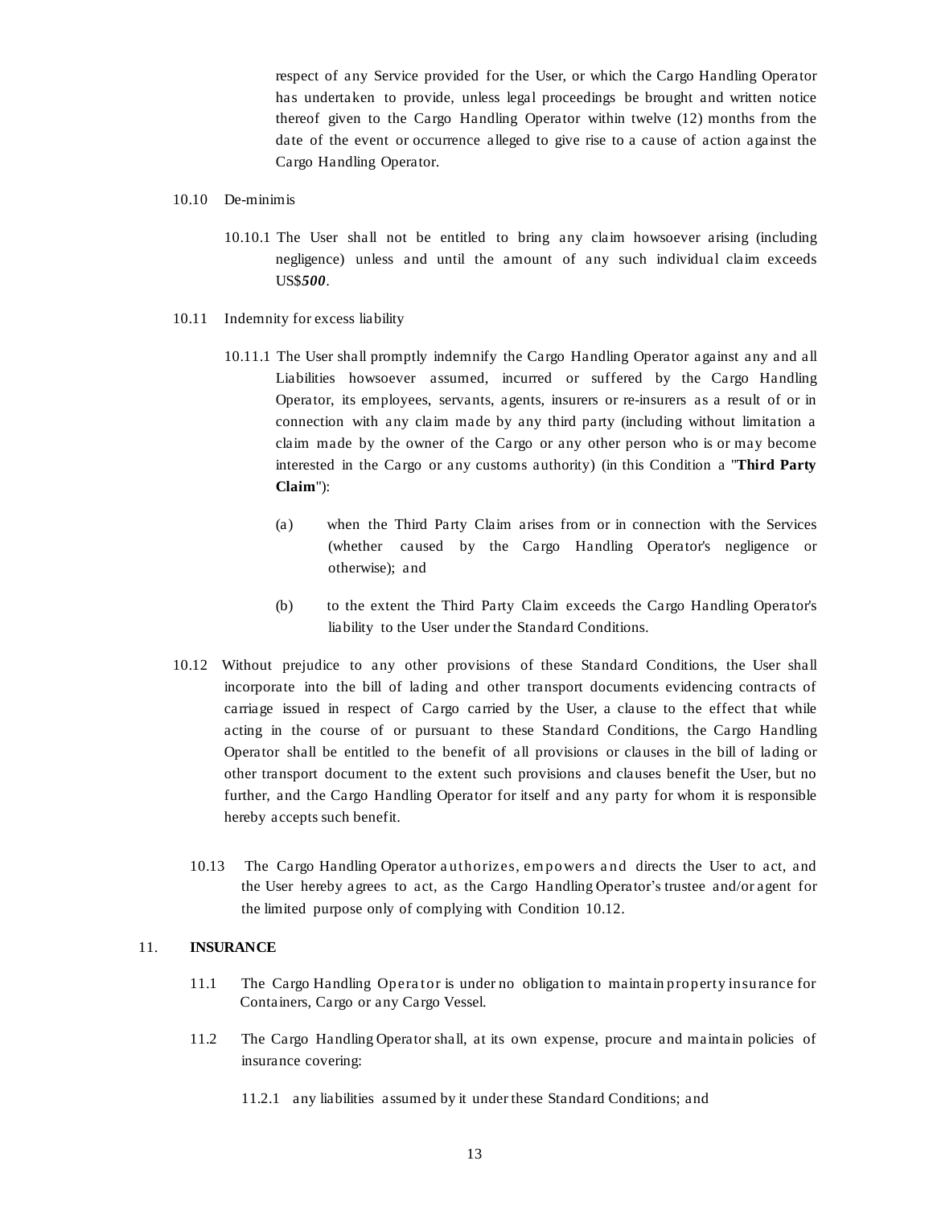respect of any Service provided for the User, or which the Cargo Handling Operator has undertaken to provide, unless legal proceedings be brought and written notice thereof given to the Cargo Handling Operator within twelve (12) months from the date of the event or occurrence alleged to give rise to a cause of action against the Cargo Handling Operator.

10.10 De-minimis

10.10.1 The User shall not be entitled to bring any claim howsoever arising (including negligence) unless and until the amount of any such individual claim exceeds US$***500***.

10.11 Indemnity for excess liability

10.11.1 The User shall promptly indemnify the Cargo Handling Operator against any and all Liabilities howsoever assumed, incurred or suffered by the Cargo Handling Operator, its employees, servants, agents, insurers or re-insurers as a result of or in connection with any claim made by any third party (including without limitation a claim made by the owner of the Cargo or any other person who is or may become interested in the Cargo or any customs authority) (in this Condition a "**Third Party Claim**"):

(a) when the Third Party Claim arises from or in connection with the Services (whether caused by the Cargo Handling Operator's negligence or otherwise); and

(b) to the extent the Third Party Claim exceeds the Cargo Handling Operator's liability to the User under the Standard Conditions.

10.12 Without prejudice to any other provisions of these Standard Conditions, the User shall incorporate into the bill of lading and other transport documents evidencing contracts of carriage issued in respect of Cargo carried by the User, a clause to the effect that while acting in the course of or pursuant to these Standard Conditions, the Cargo Handling Operator shall be entitled to the benefit of all provisions or clauses in the bill of lading or other transport document to the extent such provisions and clauses benefit the User, but no further, and the Cargo Handling Operator for itself and any party for whom it is responsible hereby accepts such benefit.

10.13 The Cargo Handling Operator authorizes, empowers and directs the User to act, and the User hereby agrees to act, as the Cargo Handling Operator's trustee and/or agent for the limited purpose only of complying with Condition 10.12.

## 11. INSURANCE

11.1 The Cargo Handling Operator is under no obligation to maintain property insurance for Containers, Cargo or any Cargo Vessel.

11.2 The Cargo Handling Operator shall, at its own expense, procure and maintain policies of insurance covering:

11.2.1 any liabilities assumed by it under these Standard Conditions; and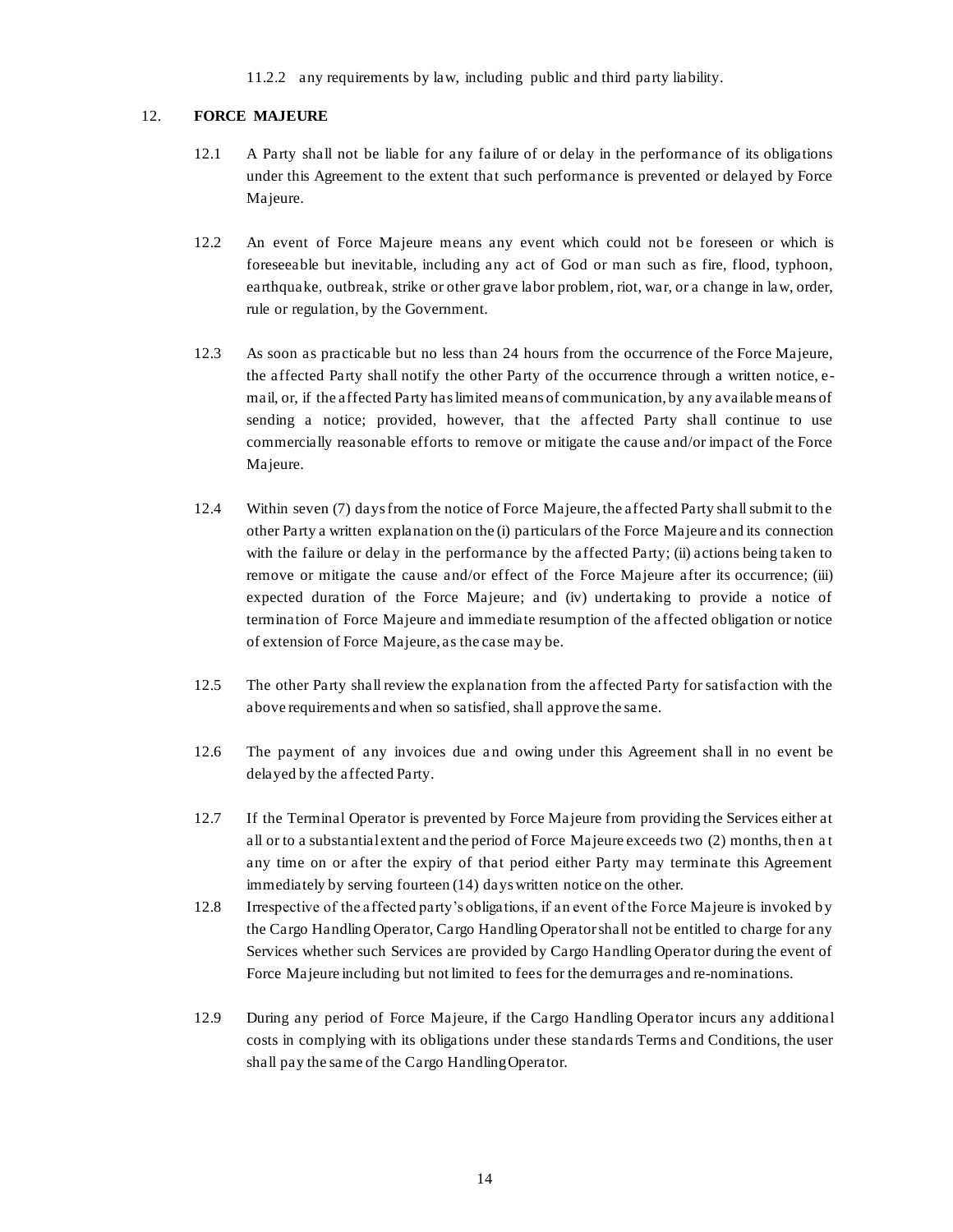11.2.2 any requirements by law, including public and third party liability.

12. **FORCE MAJEURE**

12.1 A Party shall not be liable for any failure of or delay in the performance of its obligations under this Agreement to the extent that such performance is prevented or delayed by Force Majeure.

12.2 An event of Force Majeure means any event which could not be foreseen or which is foreseeable but inevitable, including any act of God or man such as fire, flood, typhoon, earthquake, outbreak, strike or other grave labor problem, riot, war, or a change in law, order, rule or regulation, by the Government.

12.3 As soon as practicable but no less than 24 hours from the occurrence of the Force Majeure, the affected Party shall notify the other Party of the occurrence through a written notice, e-mail, or, if the affected Party has limited means of communication, by any available means of sending a notice; provided, however, that the affected Party shall continue to use commercially reasonable efforts to remove or mitigate the cause and/or impact of the Force Majeure.

12.4 Within seven (7) days from the notice of Force Majeure, the affected Party shall submit to the other Party a written explanation on the (i) particulars of the Force Majeure and its connection with the failure or delay in the performance by the affected Party; (ii) actions being taken to remove or mitigate the cause and/or effect of the Force Majeure after its occurrence; (iii) expected duration of the Force Majeure; and (iv) undertaking to provide a notice of termination of Force Majeure and immediate resumption of the affected obligation or notice of extension of Force Majeure, as the case may be.

12.5 The other Party shall review the explanation from the affected Party for satisfaction with the above requirements and when so satisfied, shall approve the same.

12.6 The payment of any invoices due and owing under this Agreement shall in no event be delayed by the affected Party.

12.7 If the Terminal Operator is prevented by Force Majeure from providing the Services either at all or to a substantial extent and the period of Force Majeure exceeds two (2) months, then at any time on or after the expiry of that period either Party may terminate this Agreement immediately by serving fourteen (14) days written notice on the other.

12.8 Irrespective of the affected party's obligations, if an event of the Force Majeure is invoked by the Cargo Handling Operator, Cargo Handling Operator shall not be entitled to charge for any Services whether such Services are provided by Cargo Handling Operator during the event of Force Majeure including but not limited to fees for the demurrages and re-nominations.

12.9 During any period of Force Majeure, if the Cargo Handling Operator incurs any additional costs in complying with its obligations under these standards Terms and Conditions, the user shall pay the same of the Cargo Handling Operator.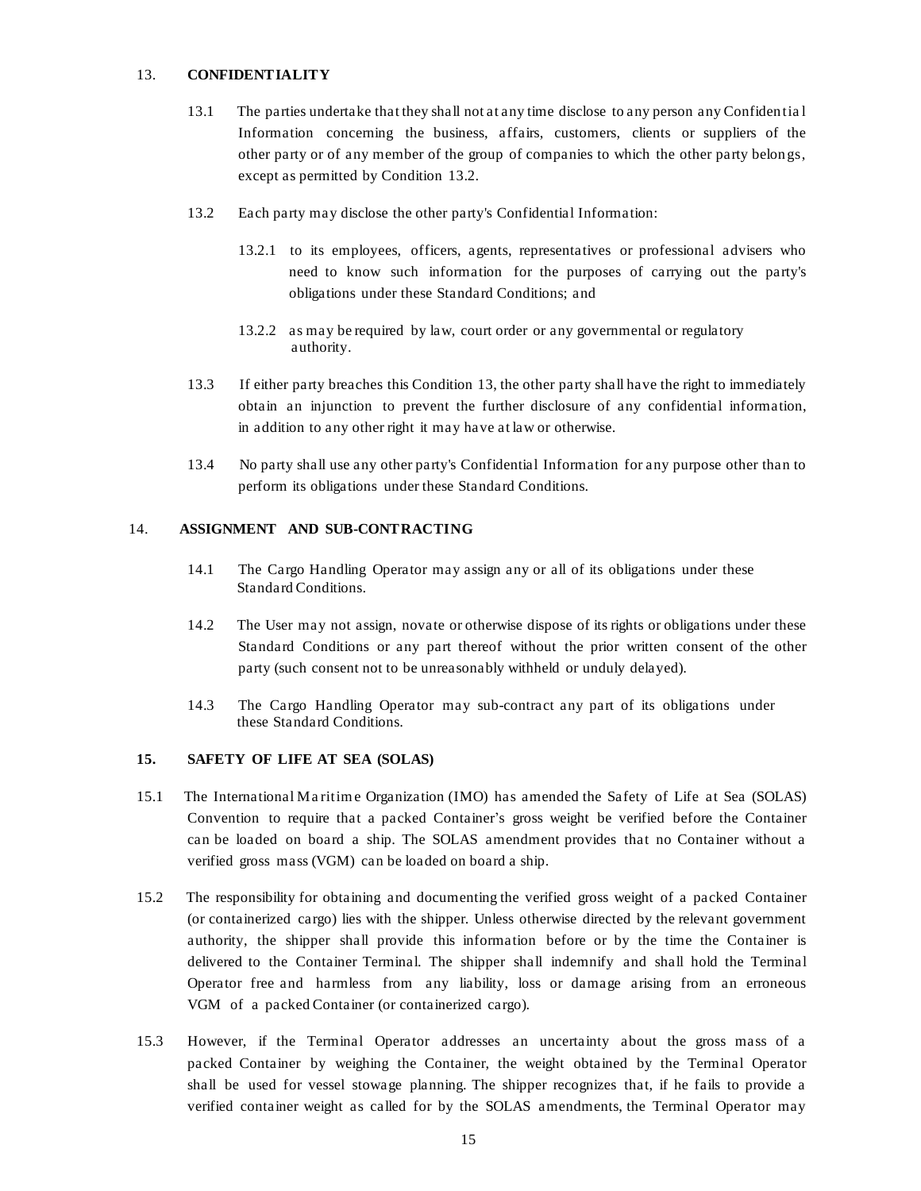## 13. CONFIDENTIALITY

13.1 The parties undertake that they shall not at any time disclose to any person any Confidential Information concerning the business, affairs, customers, clients or suppliers of the other party or of any member of the group of companies to which the other party belongs, except as permitted by Condition 13.2.

13.2 Each party may disclose the other party's Confidential Information:

13.2.1 to its employees, officers, agents, representatives or professional advisers who need to know such information for the purposes of carrying out the party's obligations under these Standard Conditions; and

13.2.2 as may be required by law, court order or any governmental or regulatory authority.

13.3 If either party breaches this Condition 13, the other party shall have the right to immediately obtain an injunction to prevent the further disclosure of any confidential information, in addition to any other right it may have at law or otherwise.

13.4 No party shall use any other party's Confidential Information for any purpose other than to perform its obligations under these Standard Conditions.

## 14. ASSIGNMENT AND SUB-CONTRACTING

14.1 The Cargo Handling Operator may assign any or all of its obligations under these Standard Conditions.

14.2 The User may not assign, novate or otherwise dispose of its rights or obligations under these Standard Conditions or any part thereof without the prior written consent of the other party (such consent not to be unreasonably withheld or unduly delayed).

14.3 The Cargo Handling Operator may sub-contract any part of its obligations under these Standard Conditions.

## 15. SAFETY OF LIFE AT SEA (SOLAS)

15.1 The International Maritime Organization (IMO) has amended the Safety of Life at Sea (SOLAS) Convention to require that a packed Container's gross weight be verified before the Container can be loaded on board a ship. The SOLAS amendment provides that no Container without a verified gross mass (VGM) can be loaded on board a ship.

15.2 The responsibility for obtaining and documenting the verified gross weight of a packed Container (or containerized cargo) lies with the shipper. Unless otherwise directed by the relevant government authority, the shipper shall provide this information before or by the time the Container is delivered to the Container Terminal. The shipper shall indemnify and shall hold the Terminal Operator free and harmless from any liability, loss or damage arising from an erroneous VGM of a packed Container (or containerized cargo).

15.3 However, if the Terminal Operator addresses an uncertainty about the gross mass of a packed Container by weighing the Container, the weight obtained by the Terminal Operator shall be used for vessel stowage planning. The shipper recognizes that, if he fails to provide a verified container weight as called for by the SOLAS amendments, the Terminal Operator may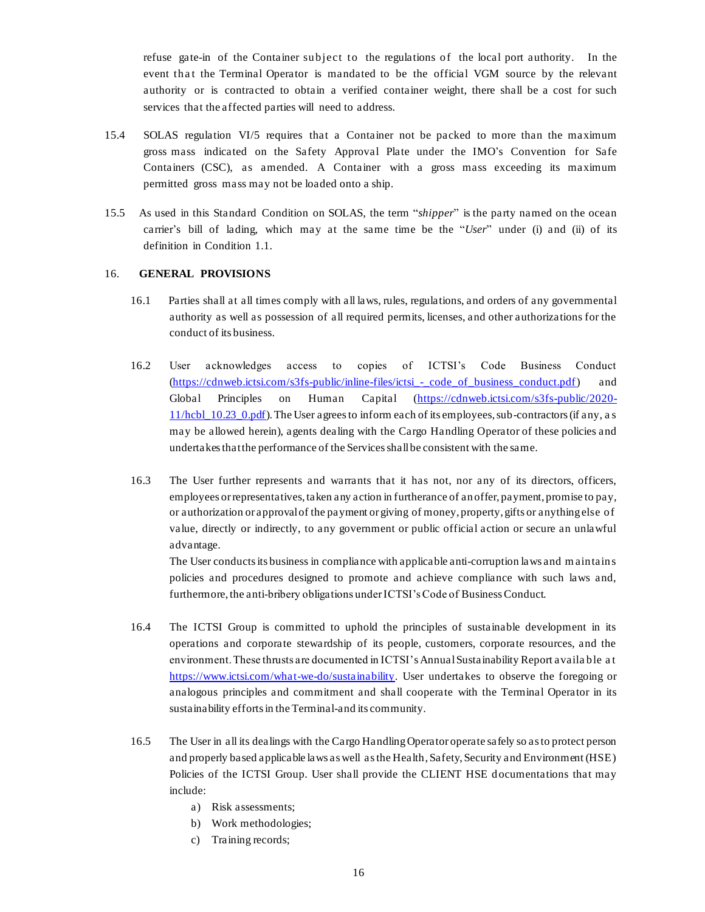refuse gate-in of the Container subject to the regulations of the local port authority. In the event that the Terminal Operator is mandated to be the official VGM source by the relevant authority or is contracted to obtain a verified container weight, there shall be a cost for such services that the affected parties will need to address.

15.4 SOLAS regulation VI/5 requires that a Container not be packed to more than the maximum gross mass indicated on the Safety Approval Plate under the IMO's Convention for Safe Containers (CSC), as amended. A Container with a gross mass exceeding its maximum permitted gross mass may not be loaded onto a ship.

15.5 As used in this Standard Condition on SOLAS, the term "*shipper*" is the party named on the ocean carrier's bill of lading, which may at the same time be the "*User*" under (i) and (ii) of its definition in Condition 1.1.

## 16. GENERAL PROVISIONS

16.1 Parties shall at all times comply with all laws, rules, regulations, and orders of any governmental authority as well as possession of all required permits, licenses, and other authorizations for the conduct of its business.

16.2 User acknowledges access to copies of ICTSI's Code Business Conduct (https://cdnweb.ictsi.com/s3fs-public/inline-files/ictsi_-_code_of_business_conduct.pdf) and Global Principles on Human Capital (https://cdnweb.ictsi.com/s3fs-public/2020-11/hcbl_10.23_0.pdf). The User agrees to inform each of its employees, sub-contractors (if any, as may be allowed herein), agents dealing with the Cargo Handling Operator of these policies and undertakes that the performance of the Services shall be consistent with the same.

16.3 The User further represents and warrants that it has not, nor any of its directors, officers, employees or representatives, taken any action in furtherance of an offer, payment, promise to pay, or authorization or approval of the payment or giving of money, property, gifts or anything else of value, directly or indirectly, to any government or public official action or secure an unlawful advantage.
The User conducts its business in compliance with applicable anti-corruption laws and maintains policies and procedures designed to promote and achieve compliance with such laws and, furthermore, the anti-bribery obligations under ICTSI's Code of Business Conduct.

16.4 The ICTSI Group is committed to uphold the principles of sustainable development in its operations and corporate stewardship of its people, customers, corporate resources, and the environment. These thrusts are documented in ICTSI's Annual Sustainability Report available at https://www.ictsi.com/what-we-do/sustainability. User undertakes to observe the foregoing or analogous principles and commitment and shall cooperate with the Terminal Operator in its sustainability efforts in the Terminal-and its community.

16.5 The User in all its dealings with the Cargo Handling Operator operate safely so as to protect person and properly based applicable laws as well as the Health, Safety, Security and Environment (HSE) Policies of the ICTSI Group. User shall provide the CLIENT HSE documentations that may include:

a) Risk assessments;
b) Work methodologies;
c) Training records;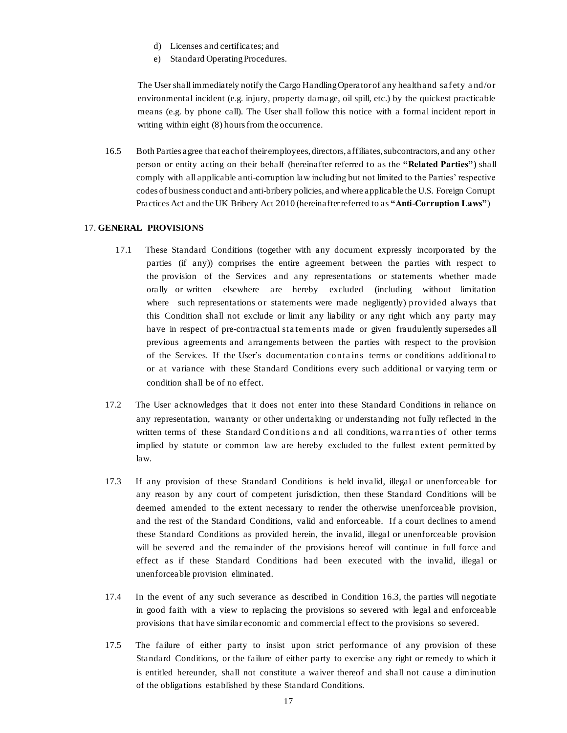d) Licenses and certificates; and
e) Standard Operating Procedures.

The User shall immediately notify the Cargo Handling Operator of any health and safety and/or environmental incident (e.g. injury, property damage, oil spill, etc.) by the quickest practicable means (e.g. by phone call). The User shall follow this notice with a formal incident report in writing within eight (8) hours from the occurrence.

16.5 Both Parties agree that each of their employees, directors, affiliates, subcontractors, and any other person or entity acting on their behalf (hereinafter referred to as the **"Related Parties"**) shall comply with all applicable anti-corruption law including but not limited to the Parties' respective codes of business conduct and anti-bribery policies, and where applicable the U.S. Foreign Corrupt Practices Act and the UK Bribery Act 2010 (hereinafter referred to as **"Anti-Corruption Laws"**)

17. **GENERAL PROVISIONS**

17.1 These Standard Conditions (together with any document expressly incorporated by the parties (if any)) comprises the entire agreement between the parties with respect to the provision of the Services and any representations or statements whether made orally or written elsewhere are hereby excluded (including without limitation where such representations or statements were made negligently) provided always that this Condition shall not exclude or limit any liability or any right which any party may have in respect of pre-contractual statements made or given fraudulently supersedes all previous agreements and arrangements between the parties with respect to the provision of the Services. If the User's documentation contains terms or conditions additional to or at variance with these Standard Conditions every such additional or varying term or condition shall be of no effect.

17.2 The User acknowledges that it does not enter into these Standard Conditions in reliance on any representation, warranty or other undertaking or understanding not fully reflected in the written terms of these Standard Conditions and all conditions, warranties of other terms implied by statute or common law are hereby excluded to the fullest extent permitted by law.

17.3 If any provision of these Standard Conditions is held invalid, illegal or unenforceable for any reason by any court of competent jurisdiction, then these Standard Conditions will be deemed amended to the extent necessary to render the otherwise unenforceable provision, and the rest of the Standard Conditions, valid and enforceable. If a court declines to amend these Standard Conditions as provided herein, the invalid, illegal or unenforceable provision will be severed and the remainder of the provisions hereof will continue in full force and effect as if these Standard Conditions had been executed with the invalid, illegal or unenforceable provision eliminated.

17.4 In the event of any such severance as described in Condition 16.3, the parties will negotiate in good faith with a view to replacing the provisions so severed with legal and enforceable provisions that have similar economic and commercial effect to the provisions so severed.

17.5 The failure of either party to insist upon strict performance of any provision of these Standard Conditions, or the failure of either party to exercise any right or remedy to which it is entitled hereunder, shall not constitute a waiver thereof and shall not cause a diminution of the obligations established by these Standard Conditions.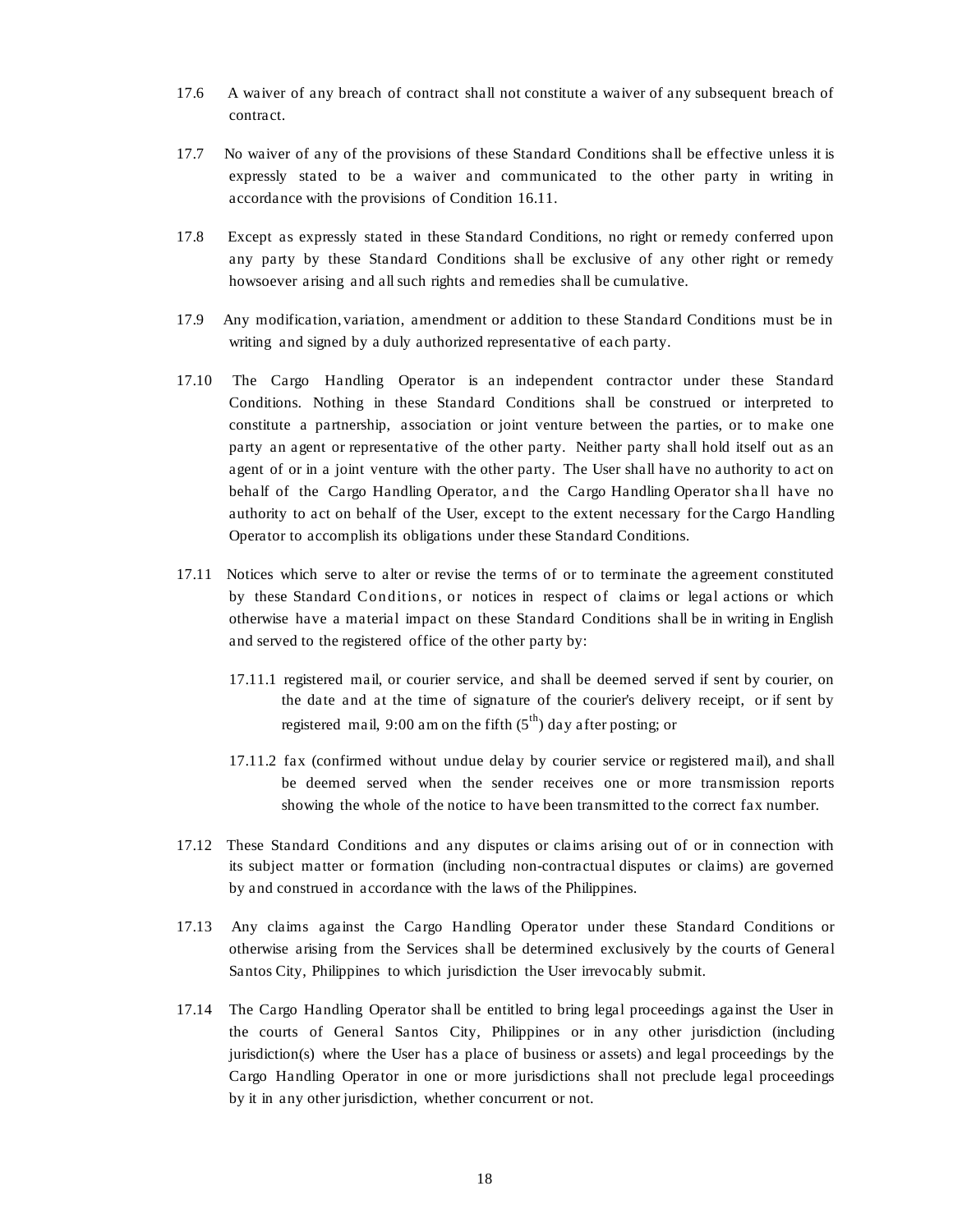17.6 A waiver of any breach of contract shall not constitute a waiver of any subsequent breach of contract.

17.7 No waiver of any of the provisions of these Standard Conditions shall be effective unless it is expressly stated to be a waiver and communicated to the other party in writing in accordance with the provisions of Condition 16.11.

17.8 Except as expressly stated in these Standard Conditions, no right or remedy conferred upon any party by these Standard Conditions shall be exclusive of any other right or remedy howsoever arising and all such rights and remedies shall be cumulative.

17.9 Any modification, variation, amendment or addition to these Standard Conditions must be in writing and signed by a duly authorized representative of each party.

17.10 The Cargo Handling Operator is an independent contractor under these Standard Conditions. Nothing in these Standard Conditions shall be construed or interpreted to constitute a partnership, association or joint venture between the parties, or to make one party an agent or representative of the other party. Neither party shall hold itself out as an agent of or in a joint venture with the other party. The User shall have no authority to act on behalf of the Cargo Handling Operator, and the Cargo Handling Operator shall have no authority to act on behalf of the User, except to the extent necessary for the Cargo Handling Operator to accomplish its obligations under these Standard Conditions.

17.11 Notices which serve to alter or revise the terms of or to terminate the agreement constituted by these Standard Conditions, or notices in respect of claims or legal actions or which otherwise have a material impact on these Standard Conditions shall be in writing in English and served to the registered office of the other party by:

17.11.1 registered mail, or courier service, and shall be deemed served if sent by courier, on the date and at the time of signature of the courier's delivery receipt, or if sent by registered mail, 9:00 am on the fifth (5th) day after posting; or

17.11.2 fax (confirmed without undue delay by courier service or registered mail), and shall be deemed served when the sender receives one or more transmission reports showing the whole of the notice to have been transmitted to the correct fax number.

17.12 These Standard Conditions and any disputes or claims arising out of or in connection with its subject matter or formation (including non-contractual disputes or claims) are governed by and construed in accordance with the laws of the Philippines.

17.13 Any claims against the Cargo Handling Operator under these Standard Conditions or otherwise arising from the Services shall be determined exclusively by the courts of General Santos City, Philippines to which jurisdiction the User irrevocably submit.

17.14 The Cargo Handling Operator shall be entitled to bring legal proceedings against the User in the courts of General Santos City, Philippines or in any other jurisdiction (including jurisdiction(s) where the User has a place of business or assets) and legal proceedings by the Cargo Handling Operator in one or more jurisdictions shall not preclude legal proceedings by it in any other jurisdiction, whether concurrent or not.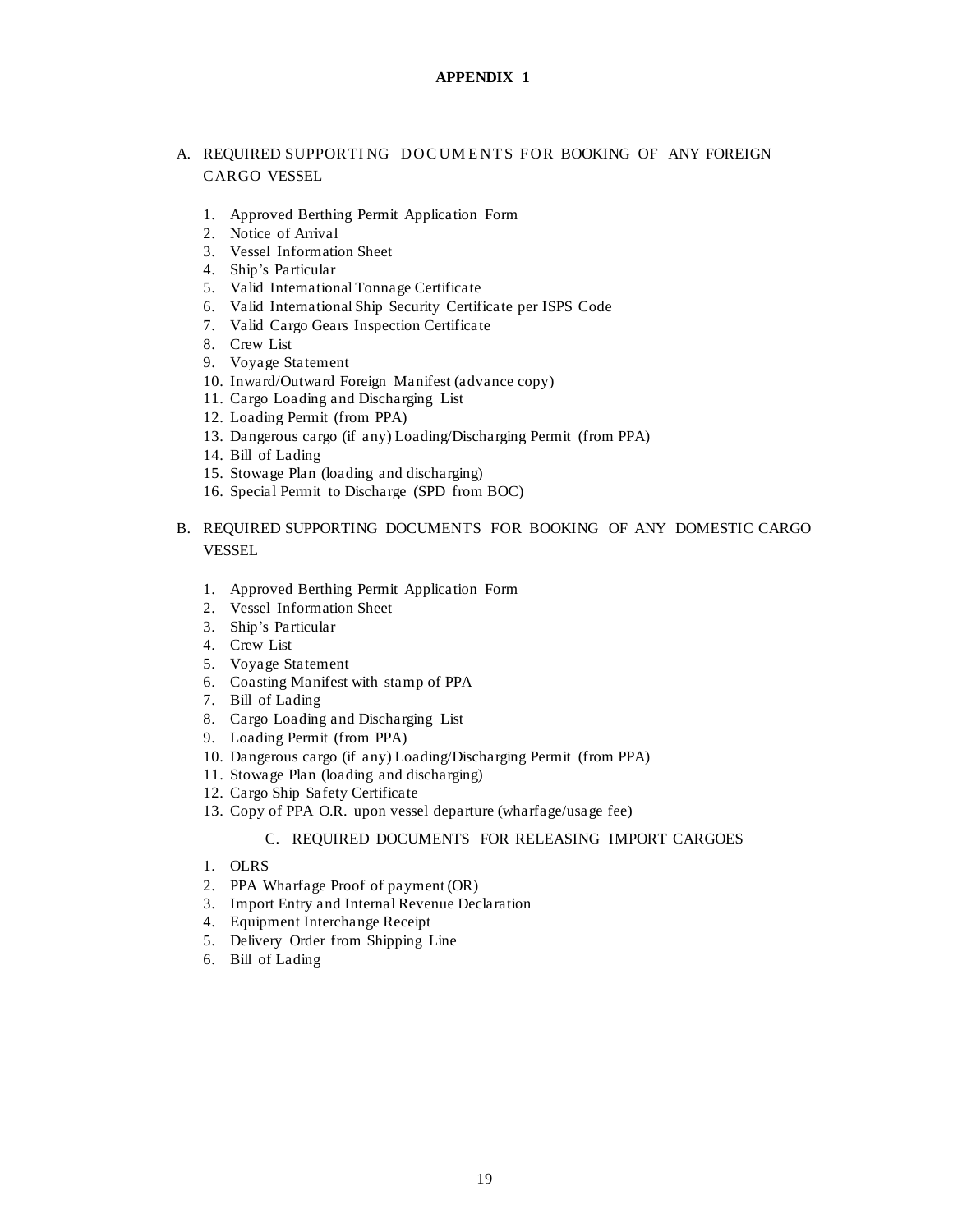**APPENDIX 1**

A. REQUIRED SUPPORTING DOCUMENTS FOR BOOKING OF ANY FOREIGN CARGO VESSEL

1. Approved Berthing Permit Application Form
2. Notice of Arrival
3. Vessel Information Sheet
4. Ship's Particular
5. Valid International Tonnage Certificate
6. Valid International Ship Security Certificate per ISPS Code
7. Valid Cargo Gears Inspection Certificate
8. Crew List
9. Voyage Statement
10. Inward/Outward Foreign Manifest (advance copy)
11. Cargo Loading and Discharging List
12. Loading Permit (from PPA)
13. Dangerous cargo (if any) Loading/Discharging Permit (from PPA)
14. Bill of Lading
15. Stowage Plan (loading and discharging)
16. Special Permit to Discharge (SPD from BOC)

B. REQUIRED SUPPORTING DOCUMENTS FOR BOOKING OF ANY DOMESTIC CARGO VESSEL

1. Approved Berthing Permit Application Form
2. Vessel Information Sheet
3. Ship's Particular
4. Crew List
5. Voyage Statement
6. Coasting Manifest with stamp of PPA
7. Bill of Lading
8. Cargo Loading and Discharging List
9. Loading Permit (from PPA)
10. Dangerous cargo (if any) Loading/Discharging Permit (from PPA)
11. Stowage Plan (loading and discharging)
12. Cargo Ship Safety Certificate
13. Copy of PPA O.R. upon vessel departure (wharfage/usage fee)

C. REQUIRED DOCUMENTS FOR RELEASING IMPORT CARGOES

1. OLRS
2. PPA Wharfage Proof of payment (OR)
3. Import Entry and Internal Revenue Declaration
4. Equipment Interchange Receipt
5. Delivery Order from Shipping Line
6. Bill of Lading